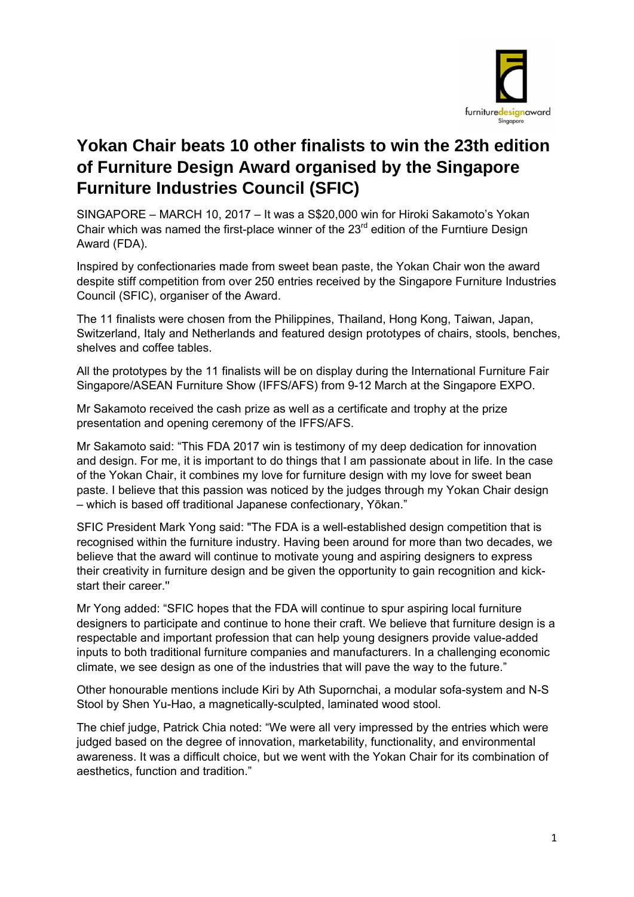# Yokan Chair beats 10 other finalists to win the 23th edition of Furniture Design Award organised by the Singapore Furniture Industries Council (SFIC)

SINGAPORE – MARCH 10, 2017 – It was a S$20,000 win for Hiroki Sakamoto's Yokan Chair which was named the first-place winner of the 23rd edition of the Furntiure Design Award (FDA).

Inspired by confectionaries made from sweet bean paste, the Yokan Chair won the award despite stiff competition from over 250 entries received by the Singapore Furniture Industries Council (SFIC), organiser of the Award.

The 11 finalists were chosen from the Philippines, Thailand, Hong Kong, Taiwan, Japan, Switzerland, Italy and Netherlands and featured design prototypes of chairs, stools, benches, shelves and coffee tables.

All the prototypes by the 11 finalists will be on display during the International Furniture Fair Singapore/ASEAN Furniture Show (IFFS/AFS) from 9-12 March at the Singapore EXPO.

Mr Sakamoto received the cash prize as well as a certificate and trophy at the prize presentation and opening ceremony of the IFFS/AFS.

Mr Sakamoto said: "This FDA 2017 win is testimony of my deep dedication for innovation and design. For me, it is important to do things that I am passionate about in life. In the case of the Yokan Chair, it combines my love for furniture design with my love for sweet bean paste. I believe that this passion was noticed by the judges through my Yokan Chair design – which is based off traditional Japanese confectionary, Yōkan."

SFIC President Mark Yong said: "The FDA is a well-established design competition that is recognised within the furniture industry. Having been around for more than two decades, we believe that the award will continue to motivate young and aspiring designers to express their creativity in furniture design and be given the opportunity to gain recognition and kick-start their career."

Mr Yong added: "SFIC hopes that the FDA will continue to spur aspiring local furniture designers to participate and continue to hone their craft. We believe that furniture design is a respectable and important profession that can help young designers provide value-added inputs to both traditional furniture companies and manufacturers. In a challenging economic climate, we see design as one of the industries that will pave the way to the future."

Other honourable mentions include Kiri by Ath Supornchai, a modular sofa-system and N-S Stool by Shen Yu-Hao, a magnetically-sculpted, laminated wood stool.

The chief judge, Patrick Chia noted: "We were all very impressed by the entries which were judged based on the degree of innovation, marketability, functionality, and environmental awareness. It was a difficult choice, but we went with the Yokan Chair for its combination of aesthetics, function and tradition."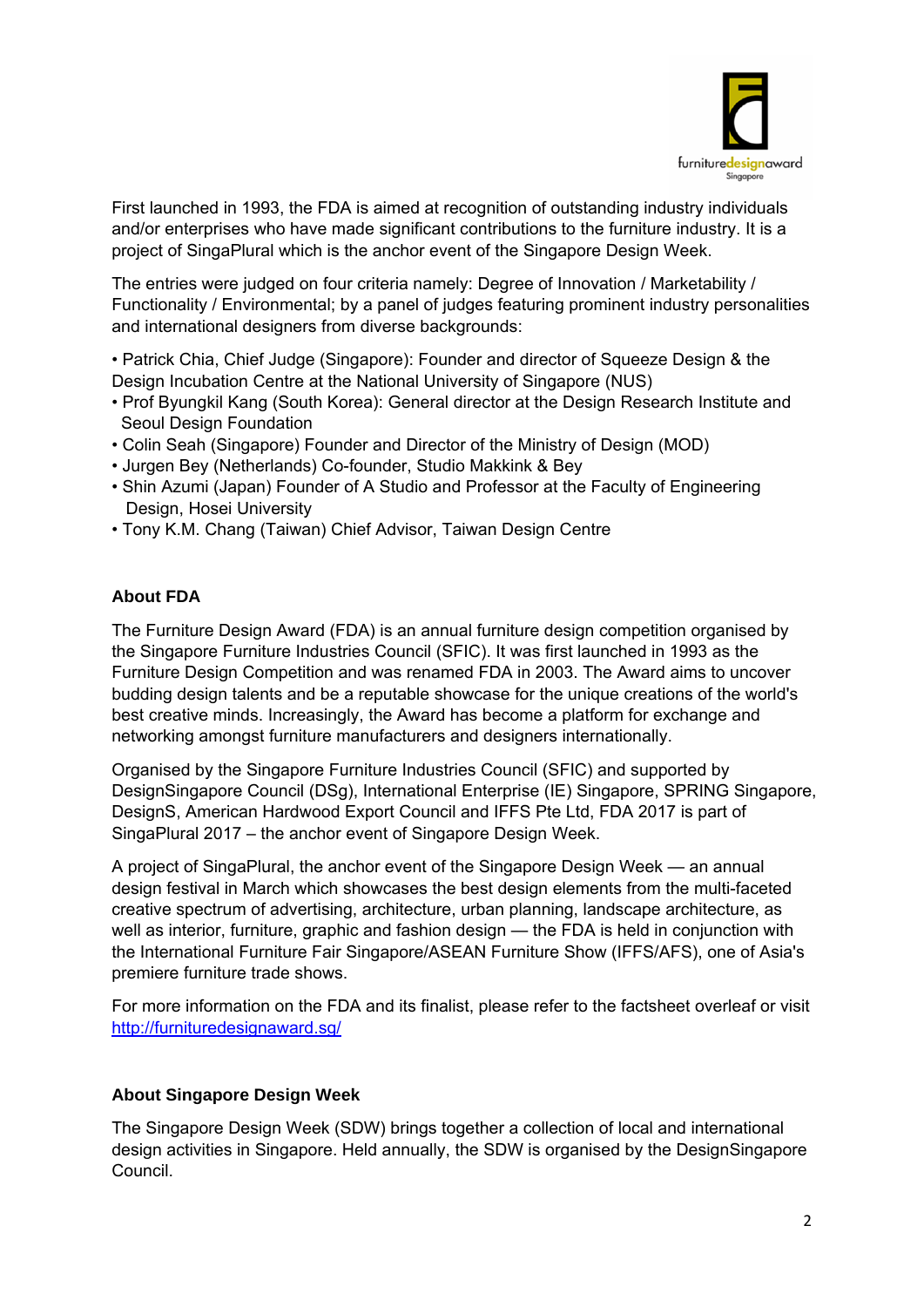First launched in 1993, the FDA is aimed at recognition of outstanding industry individuals and/or enterprises who have made significant contributions to the furniture industry. It is a project of SingaPlural which is the anchor event of the Singapore Design Week.

The entries were judged on four criteria namely: Degree of Innovation / Marketability / Functionality / Environmental; by a panel of judges featuring prominent industry personalities and international designers from diverse backgrounds:

- Patrick Chia, Chief Judge (Singapore): Founder and director of Squeeze Design & the Design Incubation Centre at the National University of Singapore (NUS)
- Prof Byungkil Kang (South Korea): General director at the Design Research Institute and Seoul Design Foundation
- Colin Seah (Singapore) Founder and Director of the Ministry of Design (MOD)
- Jurgen Bey (Netherlands) Co-founder, Studio Makkink & Bey
- Shin Azumi (Japan) Founder of A Studio and Professor at the Faculty of Engineering Design, Hosei University
- Tony K.M. Chang (Taiwan) Chief Advisor, Taiwan Design Centre

**About FDA**

The Furniture Design Award (FDA) is an annual furniture design competition organised by the Singapore Furniture Industries Council (SFIC). It was first launched in 1993 as the Furniture Design Competition and was renamed FDA in 2003. The Award aims to uncover budding design talents and be a reputable showcase for the unique creations of the world's best creative minds. Increasingly, the Award has become a platform for exchange and networking amongst furniture manufacturers and designers internationally.

Organised by the Singapore Furniture Industries Council (SFIC) and supported by DesignSingapore Council (DSg), International Enterprise (IE) Singapore, SPRING Singapore, DesignS, American Hardwood Export Council and IFFS Pte Ltd, FDA 2017 is part of SingaPlural 2017 – the anchor event of Singapore Design Week.

A project of SingaPlural, the anchor event of the Singapore Design Week — an annual design festival in March which showcases the best design elements from the multi-faceted creative spectrum of advertising, architecture, urban planning, landscape architecture, as well as interior, furniture, graphic and fashion design — the FDA is held in conjunction with the International Furniture Fair Singapore/ASEAN Furniture Show (IFFS/AFS), one of Asia's premiere furniture trade shows.

For more information on the FDA and its finalist, please refer to the factsheet overleaf or visit http://furnituredesignaward.sg/

**About Singapore Design Week**

The Singapore Design Week (SDW) brings together a collection of local and international design activities in Singapore. Held annually, the SDW is organised by the DesignSingapore Council.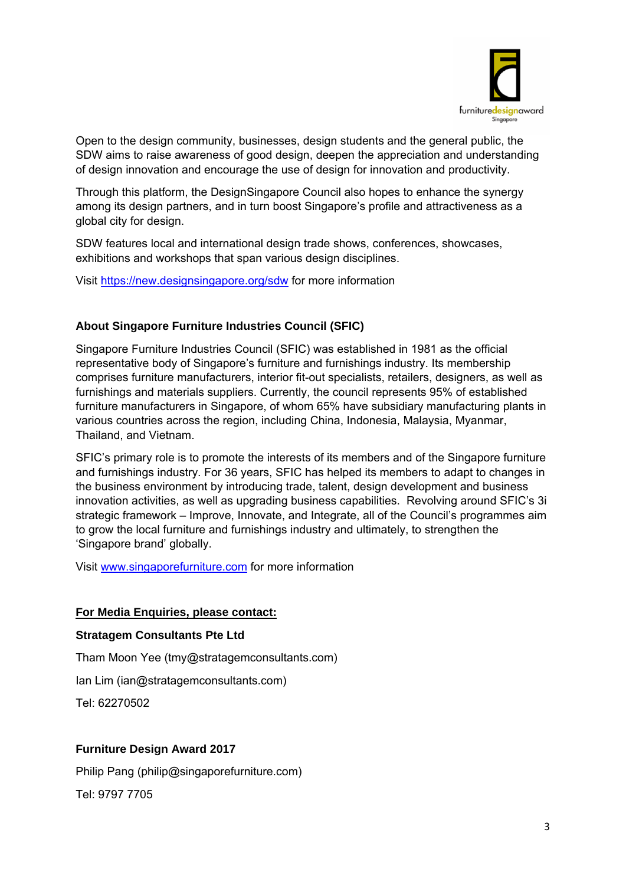Open to the design community, businesses, design students and the general public, the SDW aims to raise awareness of good design, deepen the appreciation and understanding of design innovation and encourage the use of design for innovation and productivity.

Through this platform, the DesignSingapore Council also hopes to enhance the synergy among its design partners, and in turn boost Singapore's profile and attractiveness as a global city for design.

SDW features local and international design trade shows, conferences, showcases, exhibitions and workshops that span various design disciplines.

Visit https://new.designsingapore.org/sdw for more information

**About Singapore Furniture Industries Council (SFIC)**

Singapore Furniture Industries Council (SFIC) was established in 1981 as the official representative body of Singapore's furniture and furnishings industry. Its membership comprises furniture manufacturers, interior fit-out specialists, retailers, designers, as well as furnishings and materials suppliers. Currently, the council represents 95% of established furniture manufacturers in Singapore, of whom 65% have subsidiary manufacturing plants in various countries across the region, including China, Indonesia, Malaysia, Myanmar, Thailand, and Vietnam.

SFIC's primary role is to promote the interests of its members and of the Singapore furniture and furnishings industry. For 36 years, SFIC has helped its members to adapt to changes in the business environment by introducing trade, talent, design development and business innovation activities, as well as upgrading business capabilities. Revolving around SFIC's 3i strategic framework – Improve, Innovate, and Integrate, all of the Council's programmes aim to grow the local furniture and furnishings industry and ultimately, to strengthen the 'Singapore brand' globally.

Visit www.singaporefurniture.com for more information

**For Media Enquiries, please contact:**

**Stratagem Consultants Pte Ltd**

Tham Moon Yee (tmy@stratagemconsultants.com)

Ian Lim (ian@stratagemconsultants.com)

Tel: 62270502

**Furniture Design Award 2017**

Philip Pang (philip@singaporefurniture.com)

Tel: 9797 7705